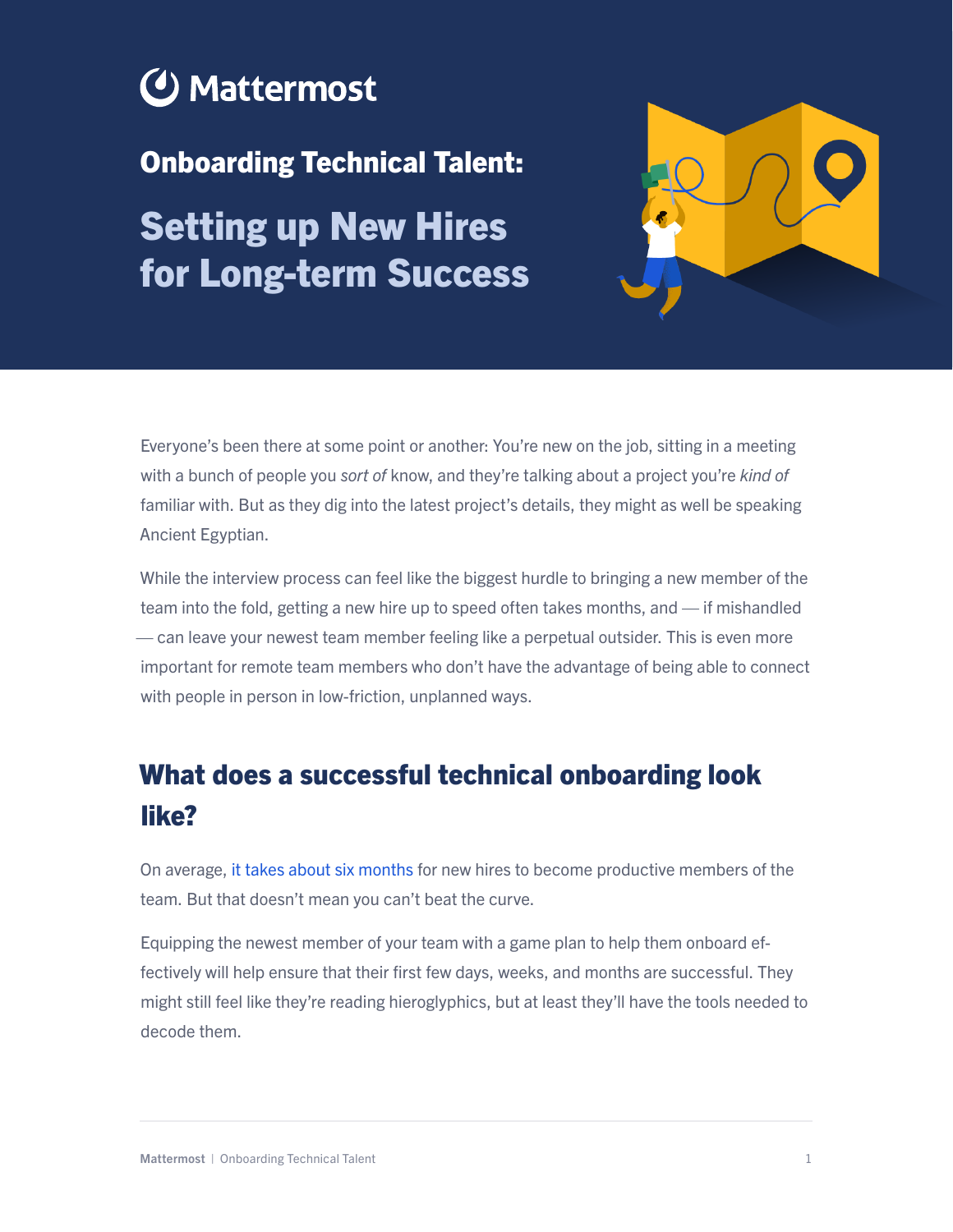Mattermost

# Onboarding Technical Talent:

# Setting up New Hires for Long-term Success

Everyone's been there at some point or another: You're new on the job, sitting in a meeting with a bunch of people you *sort of* know, and they're talking about a project you're *kind of* familiar with. But as they dig into the latest project's details, they might as well be speaking Ancient Egyptian.

While the interview process can feel like the biggest hurdle to bringing a new member of the team into the fold, getting a new hire up to speed often takes months, and — if mishandled — can leave your newest team member feeling like a perpetual outsider. This is even more important for remote team members who don't have the advantage of being able to connect with people in person in low-friction, unplanned ways.

## What does a successful technical onboarding look like?

On average, it takes about six months for new hires to become productive members of the team. But that doesn't mean you can't beat the curve.

Equipping the newest member of your team with a game plan to help them onboard effectively will help ensure that their first few days, weeks, and months are successful. They might still feel like they're reading hieroglyphics, but at least they'll have the tools needed to decode them.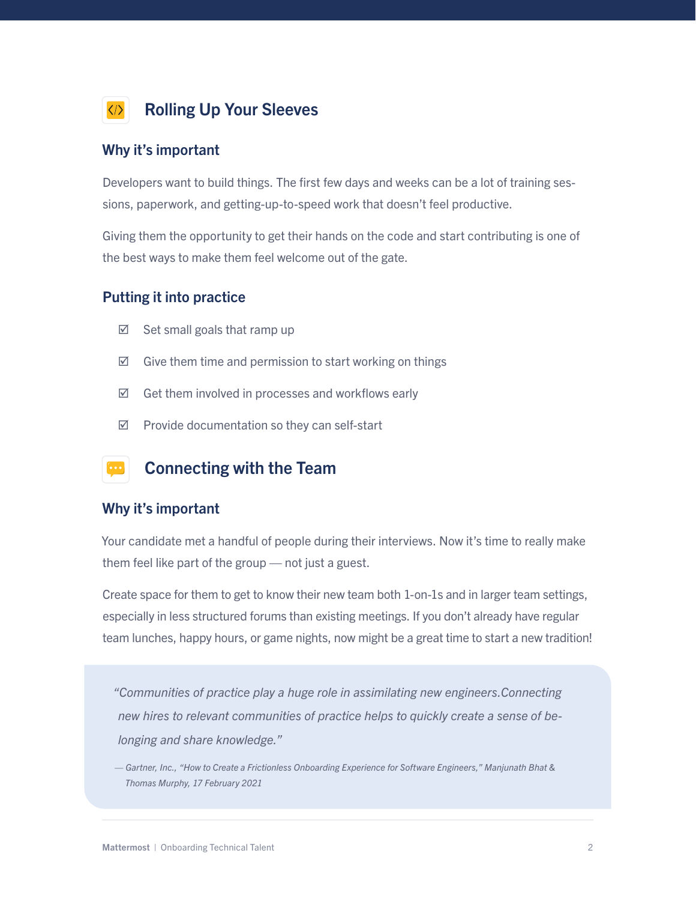## Rolling Up Your Sleeves

### Why it's important

Developers want to build things. The first few days and weeks can be a lot of training sessions, paperwork, and getting-up-to-speed work that doesn't feel productive.

Giving them the opportunity to get their hands on the code and start contributing is one of the best ways to make them feel welcome out of the gate.

### Putting it into practice

- ☑ Set small goals that ramp up
- ☑ Give them time and permission to start working on things
- ☑ Get them involved in processes and workflows early
- ☑ Provide documentation so they can self-start

## Connecting with the Team

### Why it's important

Your candidate met a handful of people during their interviews. Now it's time to really make them feel like part of the group — not just a guest.

Create space for them to get to know their new team both 1-on-1s and in larger team settings, especially in less structured forums than existing meetings. If you don't already have regular team lunches, happy hours, or game nights, now might be a great time to start a new tradition!

> *"Communities of practice play a huge role in assimilating new engineers.Connecting new hires to relevant communities of practice helps to quickly create a sense of belonging and share knowledge."*
>
> *— Gartner, Inc., "How to Create a Frictionless Onboarding Experience for Software Engineers," Manjunath Bhat & Thomas Murphy, 17 February 2021*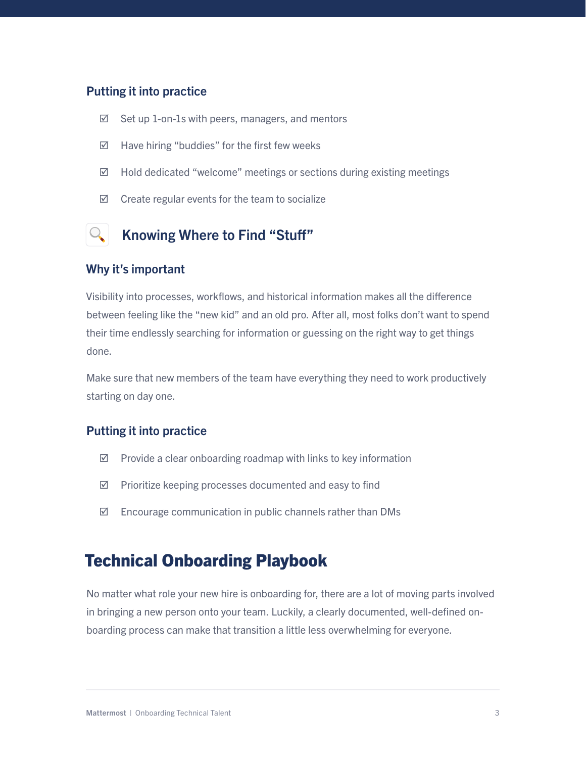### Putting it into practice

- ☑ Set up 1-on-1s with peers, managers, and mentors
- ☑ Have hiring “buddies” for the first few weeks
- ☑ Hold dedicated “welcome” meetings or sections during existing meetings
- ☑ Create regular events for the team to socialize

## Knowing Where to Find “Stuff”

### Why it’s important

Visibility into processes, workflows, and historical information makes all the difference between feeling like the “new kid” and an old pro. After all, most folks don’t want to spend their time endlessly searching for information or guessing on the right way to get things done.

Make sure that new members of the team have everything they need to work productively starting on day one.

### Putting it into practice

- ☑ Provide a clear onboarding roadmap with links to key information
- ☑ Prioritize keeping processes documented and easy to find
- ☑ Encourage communication in public channels rather than DMs

# Technical Onboarding Playbook

No matter what role your new hire is onboarding for, there are a lot of moving parts involved in bringing a new person onto your team. Luckily, a clearly documented, well-defined on-boarding process can make that transition a little less overwhelming for everyone.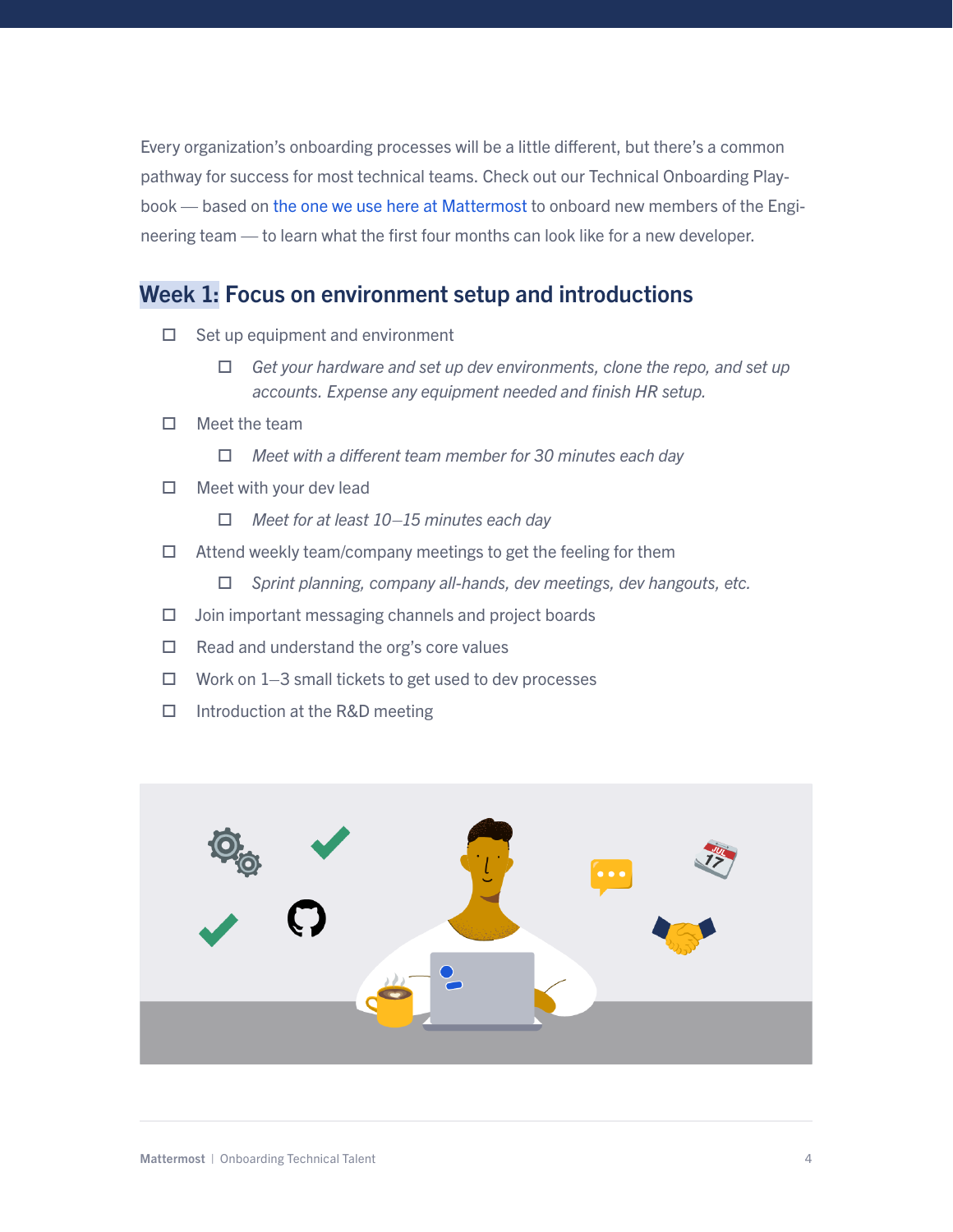Every organization's onboarding processes will be a little different, but there's a common pathway for success for most technical teams. Check out our Technical Onboarding Playbook — based on the one we use here at Mattermost to onboard new members of the Engineering team — to learn what the first four months can look like for a new developer.

## Week 1: Focus on environment setup and introductions

- ☐ Set up equipment and environment
  - ☐ *Get your hardware and set up dev environments, clone the repo, and set up accounts. Expense any equipment needed and finish HR setup.*
- ☐ Meet the team
  - ☐ *Meet with a different team member for 30 minutes each day*
- ☐ Meet with your dev lead
  - ☐ *Meet for at least 10–15 minutes each day*
- ☐ Attend weekly team/company meetings to get the feeling for them
  - ☐ *Sprint planning, company all-hands, dev meetings, dev hangouts, etc.*
- ☐ Join important messaging channels and project boards
- ☐ Read and understand the org's core values
- ☐ Work on 1–3 small tickets to get used to dev processes
- ☐ Introduction at the R&D meeting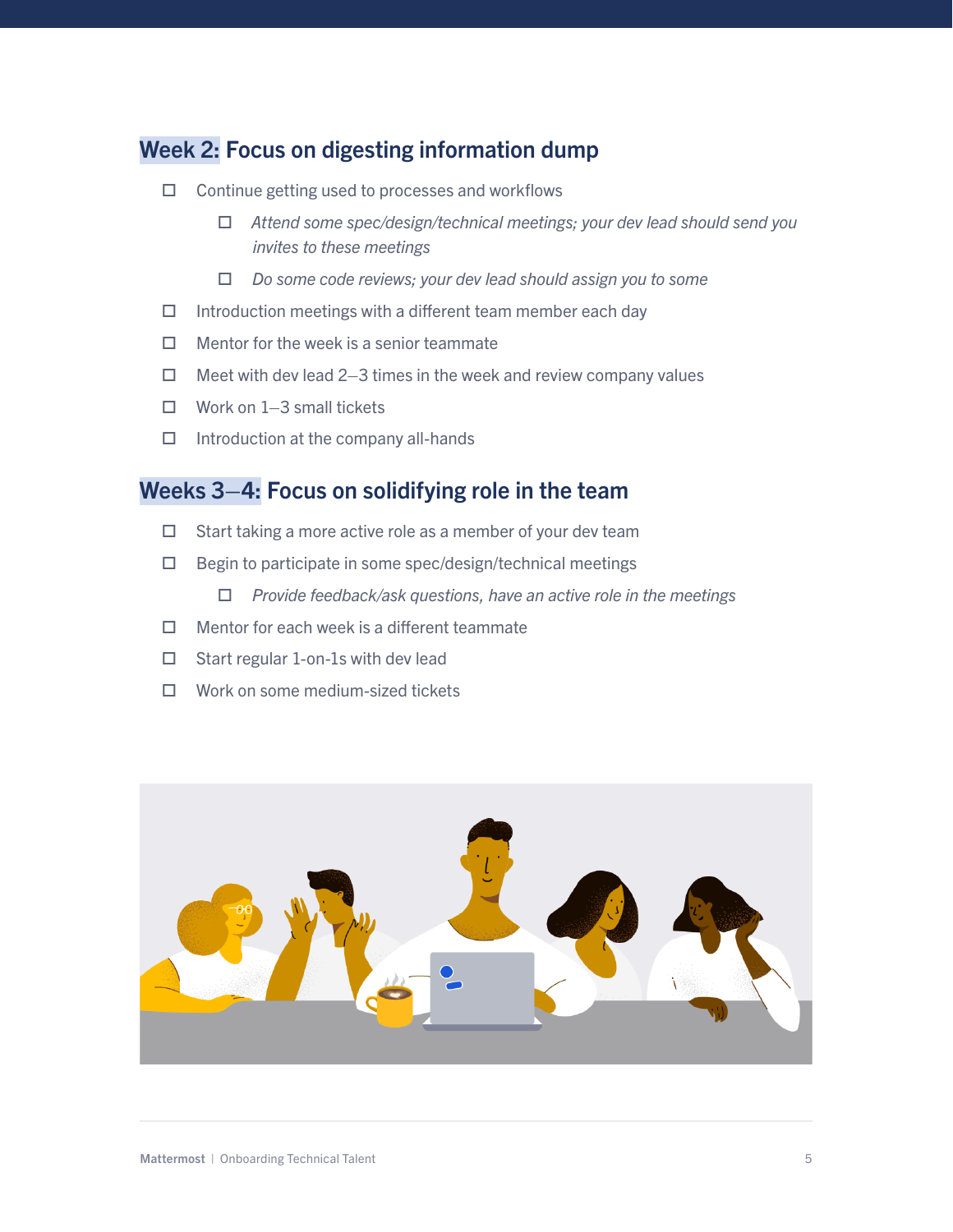## Week 2: Focus on digesting information dump

- [ ] Continue getting used to processes and workflows
    - [ ] *Attend some spec/design/technical meetings; your dev lead should send you invites to these meetings*
    - [ ] *Do some code reviews; your dev lead should assign you to some*
- [ ] Introduction meetings with a different team member each day
- [ ] Mentor for the week is a senior teammate
- [ ] Meet with dev lead 2–3 times in the week and review company values
- [ ] Work on 1–3 small tickets
- [ ] Introduction at the company all-hands

## Weeks 3–4: Focus on solidifying role in the team

- [ ] Start taking a more active role as a member of your dev team
- [ ] Begin to participate in some spec/design/technical meetings
    - [ ] *Provide feedback/ask questions, have an active role in the meetings*
- [ ] Mentor for each week is a different teammate
- [ ] Start regular 1-on-1s with dev lead
- [ ] Work on some medium-sized tickets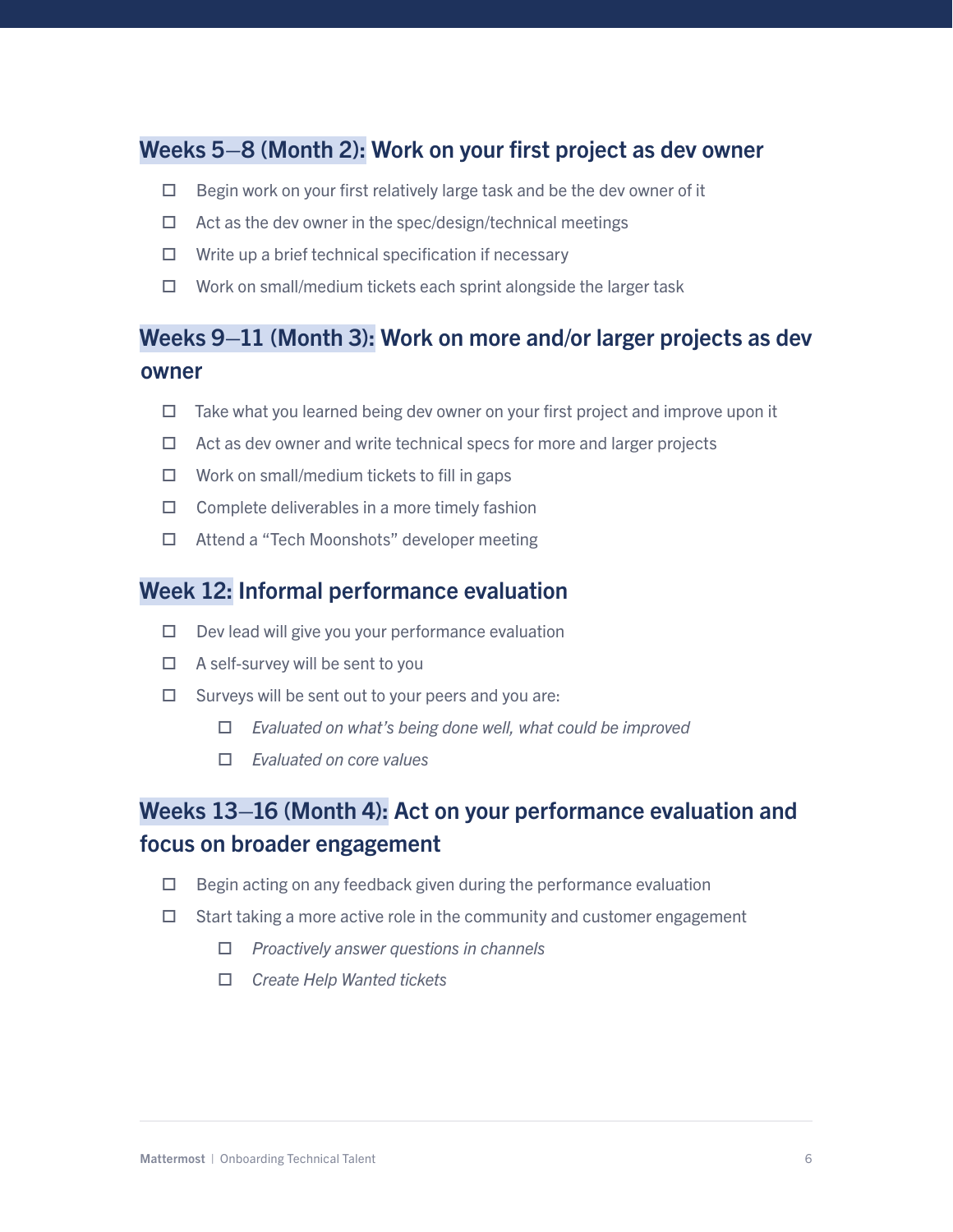## Weeks 5–8 (Month 2): Work on your first project as dev owner

- ☐ Begin work on your first relatively large task and be the dev owner of it
- ☐ Act as the dev owner in the spec/design/technical meetings
- ☐ Write up a brief technical specification if necessary
- ☐ Work on small/medium tickets each sprint alongside the larger task

## Weeks 9–11 (Month 3): Work on more and/or larger projects as dev owner

- ☐ Take what you learned being dev owner on your first project and improve upon it
- ☐ Act as dev owner and write technical specs for more and larger projects
- ☐ Work on small/medium tickets to fill in gaps
- ☐ Complete deliverables in a more timely fashion
- ☐ Attend a "Tech Moonshots" developer meeting

## Week 12: Informal performance evaluation

- ☐ Dev lead will give you your performance evaluation
- ☐ A self-survey will be sent to you
- ☐ Surveys will be sent out to your peers and you are:
  - ☐ *Evaluated on what's being done well, what could be improved*
  - ☐ *Evaluated on core values*

## Weeks 13–16 (Month 4): Act on your performance evaluation and focus on broader engagement

- ☐ Begin acting on any feedback given during the performance evaluation
- ☐ Start taking a more active role in the community and customer engagement
  - ☐ *Proactively answer questions in channels*
  - ☐ *Create Help Wanted tickets*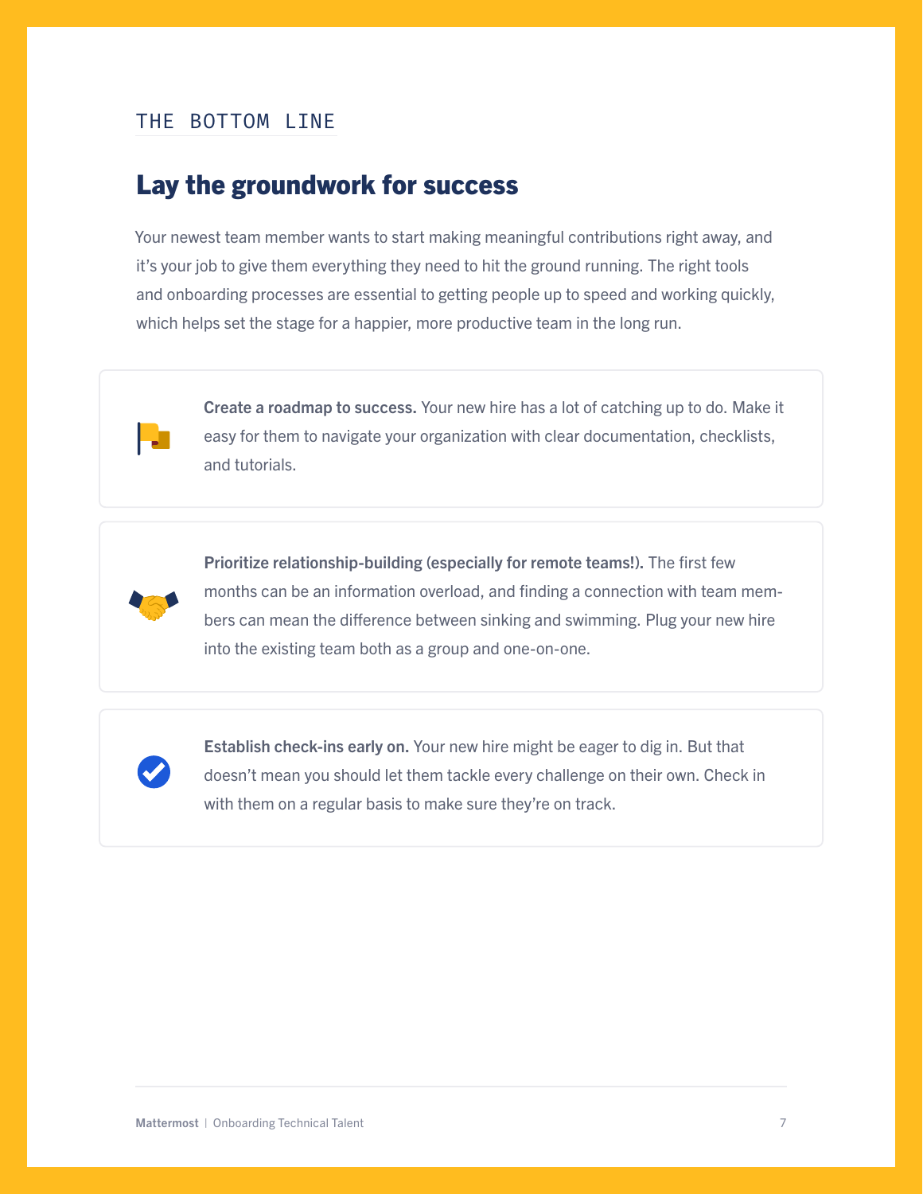THE BOTTOM LINE

## Lay the groundwork for success

Your newest team member wants to start making meaningful contributions right away, and it's your job to give them everything they need to hit the ground running. The right tools and onboarding processes are essential to getting people up to speed and working quickly, which helps set the stage for a happier, more productive team in the long run.

**Create a roadmap to success.** Your new hire has a lot of catching up to do. Make it easy for them to navigate your organization with clear documentation, checklists, and tutorials.

**Prioritize relationship-building (especially for remote teams!).** The first few months can be an information overload, and finding a connection with team members can mean the difference between sinking and swimming. Plug your new hire into the existing team both as a group and one-on-one.

**Establish check-ins early on.** Your new hire might be eager to dig in. But that doesn't mean you should let them tackle every challenge on their own. Check in with them on a regular basis to make sure they're on track.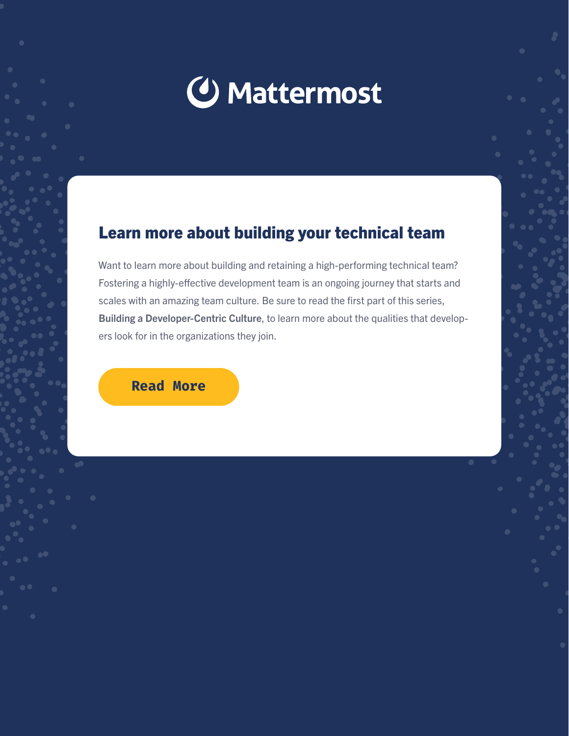Mattermost

## Learn more about building your technical team

Want to learn more about building and retaining a high-performing technical team? Fostering a highly-effective development team is an ongoing journey that starts and scales with an amazing team culture. Be sure to read the first part of this series, **Building a Developer-Centric Culture**, to learn more about the qualities that developers look for in the organizations they join.

Read More